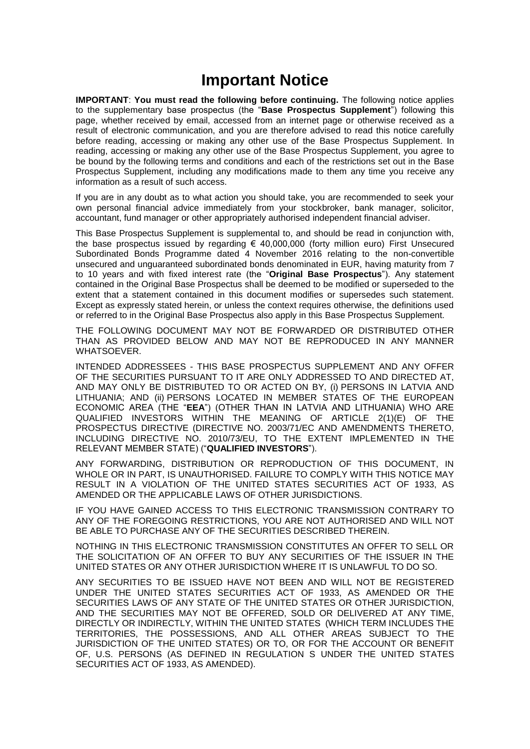# Important Notice

**IMPORTANT**: **You must read the following before continuing.** The following notice applies to the supplementary base prospectus (the "**Base Prospectus Supplement**") following this page, whether received by email, accessed from an internet page or otherwise received as a result of electronic communication, and you are therefore advised to read this notice carefully before reading, accessing or making any other use of the Base Prospectus Supplement. In reading, accessing or making any other use of the Base Prospectus Supplement, you agree to be bound by the following terms and conditions and each of the restrictions set out in the Base Prospectus Supplement, including any modifications made to them any time you receive any information as a result of such access.

If you are in any doubt as to what action you should take, you are recommended to seek your own personal financial advice immediately from your stockbroker, bank manager, solicitor, accountant, fund manager or other appropriately authorised independent financial adviser.

This Base Prospectus Supplement is supplemental to, and should be read in conjunction with, the base prospectus issued by regarding € 40,000,000 (forty million euro) First Unsecured Subordinated Bonds Programme dated 4 November 2016 relating to the non-convertible unsecured and unguaranteed subordinated bonds denominated in EUR, having maturity from 7 to 10 years and with fixed interest rate (the "**Original Base Prospectus**"). Any statement contained in the Original Base Prospectus shall be deemed to be modified or superseded to the extent that a statement contained in this document modifies or supersedes such statement. Except as expressly stated herein, or unless the context requires otherwise, the definitions used or referred to in the Original Base Prospectus also apply in this Base Prospectus Supplement.

THE FOLLOWING DOCUMENT MAY NOT BE FORWARDED OR DISTRIBUTED OTHER THAN AS PROVIDED BELOW AND MAY NOT BE REPRODUCED IN ANY MANNER WHATSOEVER.

INTENDED ADDRESSEES - THIS BASE PROSPECTUS SUPPLEMENT AND ANY OFFER OF THE SECURITIES PURSUANT TO IT ARE ONLY ADDRESSED TO AND DIRECTED AT, AND MAY ONLY BE DISTRIBUTED TO OR ACTED ON BY, (i) PERSONS IN LATVIA AND LITHUANIA; AND (ii) PERSONS LOCATED IN MEMBER STATES OF THE EUROPEAN ECONOMIC AREA (THE "**EEA**") (OTHER THAN IN LATVIA AND LITHUANIA) WHO ARE QUALIFIED INVESTORS WITHIN THE MEANING OF ARTICLE 2(1)(E) OF THE PROSPECTUS DIRECTIVE (DIRECTIVE NO. 2003/71/EC AND AMENDMENTS THERETO, INCLUDING DIRECTIVE NO. 2010/73/EU, TO THE EXTENT IMPLEMENTED IN THE RELEVANT MEMBER STATE) ("**QUALIFIED INVESTORS**").

ANY FORWARDING, DISTRIBUTION OR REPRODUCTION OF THIS DOCUMENT, IN WHOLE OR IN PART, IS UNAUTHORISED. FAILURE TO COMPLY WITH THIS NOTICE MAY RESULT IN A VIOLATION OF THE UNITED STATES SECURITIES ACT OF 1933, AS AMENDED OR THE APPLICABLE LAWS OF OTHER JURISDICTIONS.

IF YOU HAVE GAINED ACCESS TO THIS ELECTRONIC TRANSMISSION CONTRARY TO ANY OF THE FOREGOING RESTRICTIONS, YOU ARE NOT AUTHORISED AND WILL NOT BE ABLE TO PURCHASE ANY OF THE SECURITIES DESCRIBED THEREIN.

NOTHING IN THIS ELECTRONIC TRANSMISSION CONSTITUTES AN OFFER TO SELL OR THE SOLICITATION OF AN OFFER TO BUY ANY SECURITIES OF THE ISSUER IN THE UNITED STATES OR ANY OTHER JURISDICTION WHERE IT IS UNLAWFUL TO DO SO.

ANY SECURITIES TO BE ISSUED HAVE NOT BEEN AND WILL NOT BE REGISTERED UNDER THE UNITED STATES SECURITIES ACT OF 1933, AS AMENDED OR THE SECURITIES LAWS OF ANY STATE OF THE UNITED STATES OR OTHER JURISDICTION, AND THE SECURITIES MAY NOT BE OFFERED, SOLD OR DELIVERED AT ANY TIME, DIRECTLY OR INDIRECTLY, WITHIN THE UNITED STATES (WHICH TERM INCLUDES THE TERRITORIES, THE POSSESSIONS, AND ALL OTHER AREAS SUBJECT TO THE JURISDICTION OF THE UNITED STATES) OR TO, OR FOR THE ACCOUNT OR BENEFIT OF, U.S. PERSONS (AS DEFINED IN REGULATION S UNDER THE UNITED STATES SECURITIES ACT OF 1933, AS AMENDED).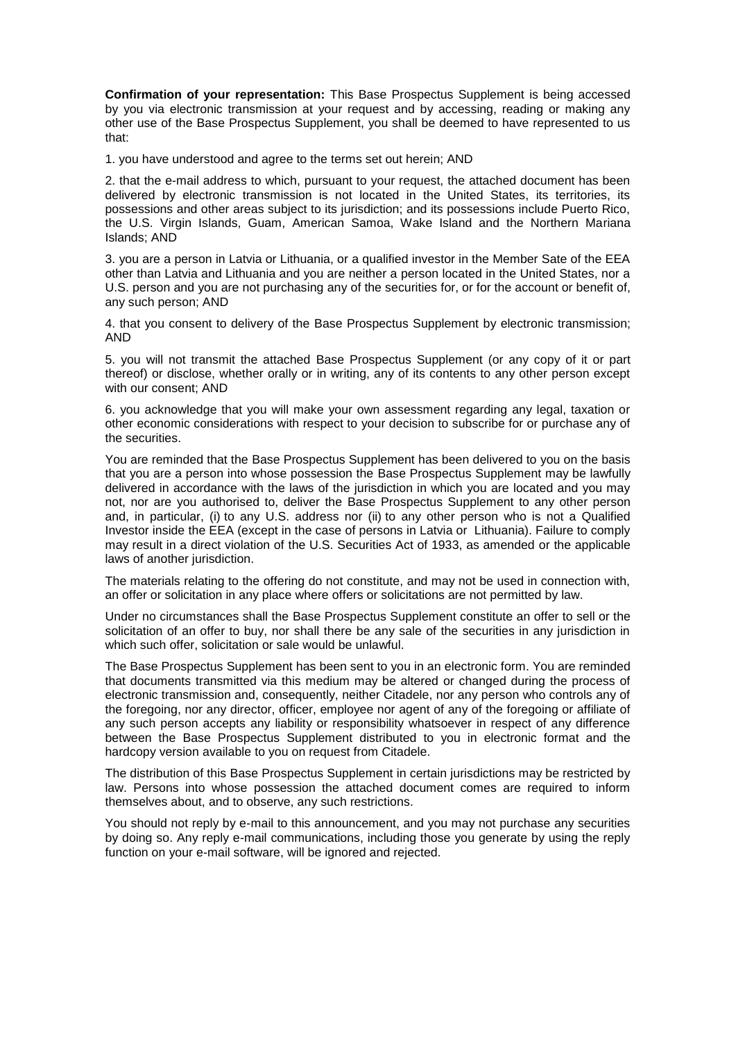**Confirmation of your representation:** This Base Prospectus Supplement is being accessed by you via electronic transmission at your request and by accessing, reading or making any other use of the Base Prospectus Supplement, you shall be deemed to have represented to us that:

1. you have understood and agree to the terms set out herein; AND

2. that the e-mail address to which, pursuant to your request, the attached document has been delivered by electronic transmission is not located in the United States, its territories, its possessions and other areas subject to its jurisdiction; and its possessions include Puerto Rico, the U.S. Virgin Islands, Guam, American Samoa, Wake Island and the Northern Mariana Islands; AND

3. you are a person in Latvia or Lithuania, or a qualified investor in the Member Sate of the EEA other than Latvia and Lithuania and you are neither a person located in the United States, nor a U.S. person and you are not purchasing any of the securities for, or for the account or benefit of, any such person; AND

4. that you consent to delivery of the Base Prospectus Supplement by electronic transmission; AND

5. you will not transmit the attached Base Prospectus Supplement (or any copy of it or part thereof) or disclose, whether orally or in writing, any of its contents to any other person except with our consent; AND

6. you acknowledge that you will make your own assessment regarding any legal, taxation or other economic considerations with respect to your decision to subscribe for or purchase any of the securities.

You are reminded that the Base Prospectus Supplement has been delivered to you on the basis that you are a person into whose possession the Base Prospectus Supplement may be lawfully delivered in accordance with the laws of the jurisdiction in which you are located and you may not, nor are you authorised to, deliver the Base Prospectus Supplement to any other person and, in particular, (i) to any U.S. address nor (ii) to any other person who is not a Qualified Investor inside the EEA (except in the case of persons in Latvia or Lithuania). Failure to comply may result in a direct violation of the U.S. Securities Act of 1933, as amended or the applicable laws of another jurisdiction.

The materials relating to the offering do not constitute, and may not be used in connection with, an offer or solicitation in any place where offers or solicitations are not permitted by law.

Under no circumstances shall the Base Prospectus Supplement constitute an offer to sell or the solicitation of an offer to buy, nor shall there be any sale of the securities in any jurisdiction in which such offer, solicitation or sale would be unlawful.

The Base Prospectus Supplement has been sent to you in an electronic form. You are reminded that documents transmitted via this medium may be altered or changed during the process of electronic transmission and, consequently, neither Citadele, nor any person who controls any of the foregoing, nor any director, officer, employee nor agent of any of the foregoing or affiliate of any such person accepts any liability or responsibility whatsoever in respect of any difference between the Base Prospectus Supplement distributed to you in electronic format and the hardcopy version available to you on request from Citadele.

The distribution of this Base Prospectus Supplement in certain jurisdictions may be restricted by law. Persons into whose possession the attached document comes are required to inform themselves about, and to observe, any such restrictions.

You should not reply by e-mail to this announcement, and you may not purchase any securities by doing so. Any reply e-mail communications, including those you generate by using the reply function on your e-mail software, will be ignored and rejected.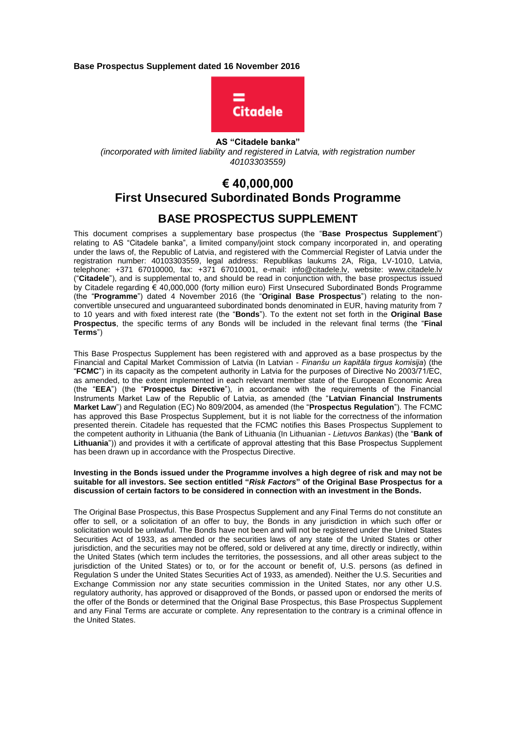**Base Prospectus Supplement dated 16 November 2016**

**AS "Citadele banka"**

*(incorporated with limited liability and registered in Latvia, with registration number 40103303559)*

# € 40,000,000
# First Unsecured Subordinated Bonds Programme

## BASE PROSPECTUS SUPPLEMENT

This document comprises a supplementary base prospectus (the "**Base Prospectus Supplement**") relating to AS "Citadele banka", a limited company/joint stock company incorporated in, and operating under the laws of, the Republic of Latvia, and registered with the Commercial Register of Latvia under the registration number: 40103303559, legal address: Republikas laukums 2A, Riga, LV-1010, Latvia, telephone: +371 67010000, fax: +371 67010001, e-mail: info@citadele.lv, website: www.citadele.lv ("**Citadele**"), and is supplemental to, and should be read in conjunction with, the base prospectus issued by Citadele regarding € 40,000,000 (forty million euro) First Unsecured Subordinated Bonds Programme (the "**Programme**") dated 4 November 2016 (the "**Original Base Prospectus**") relating to the non-convertible unsecured and unguaranteed subordinated bonds denominated in EUR, having maturity from 7 to 10 years and with fixed interest rate (the "**Bonds**"). To the extent not set forth in the **Original Base Prospectus**, the specific terms of any Bonds will be included in the relevant final terms (the "**Final Terms**")

This Base Prospectus Supplement has been registered with and approved as a base prospectus by the Financial and Capital Market Commission of Latvia (In Latvian - *Finanšu un kapitāla tirgus komisija*) (the "**FCMC**") in its capacity as the competent authority in Latvia for the purposes of Directive No 2003/71/EC, as amended, to the extent implemented in each relevant member state of the European Economic Area (the "**EEA**") (the "**Prospectus Directive**"), in accordance with the requirements of the Financial Instruments Market Law of the Republic of Latvia, as amended (the "**Latvian Financial Instruments Market Law**") and Regulation (EC) No 809/2004, as amended (the "**Prospectus Regulation**"). The FCMC has approved this Base Prospectus Supplement, but it is not liable for the correctness of the information presented therein. Citadele has requested that the FCMC notifies this Bases Prospectus Supplement to the competent authority in Lithuania (the Bank of Lithuania (In Lithuanian - *Lietuvos Bankas*) (the "**Bank of Lithuania**")) and provides it with a certificate of approval attesting that this Base Prospectus Supplement has been drawn up in accordance with the Prospectus Directive.

**Investing in the Bonds issued under the Programme involves a high degree of risk and may not be suitable for all investors. See section entitled "*Risk Factors*" of the Original Base Prospectus for a discussion of certain factors to be considered in connection with an investment in the Bonds.**

The Original Base Prospectus, this Base Prospectus Supplement and any Final Terms do not constitute an offer to sell, or a solicitation of an offer to buy, the Bonds in any jurisdiction in which such offer or solicitation would be unlawful. The Bonds have not been and will not be registered under the United States Securities Act of 1933, as amended or the securities laws of any state of the United States or other jurisdiction, and the securities may not be offered, sold or delivered at any time, directly or indirectly, within the United States (which term includes the territories, the possessions, and all other areas subject to the jurisdiction of the United States) or to, or for the account or benefit of, U.S. persons (as defined in Regulation S under the United States Securities Act of 1933, as amended). Neither the U.S. Securities and Exchange Commission nor any state securities commission in the United States, nor any other U.S. regulatory authority, has approved or disapproved of the Bonds, or passed upon or endorsed the merits of the offer of the Bonds or determined that the Original Base Prospectus, this Base Prospectus Supplement and any Final Terms are accurate or complete. Any representation to the contrary is a criminal offence in the United States.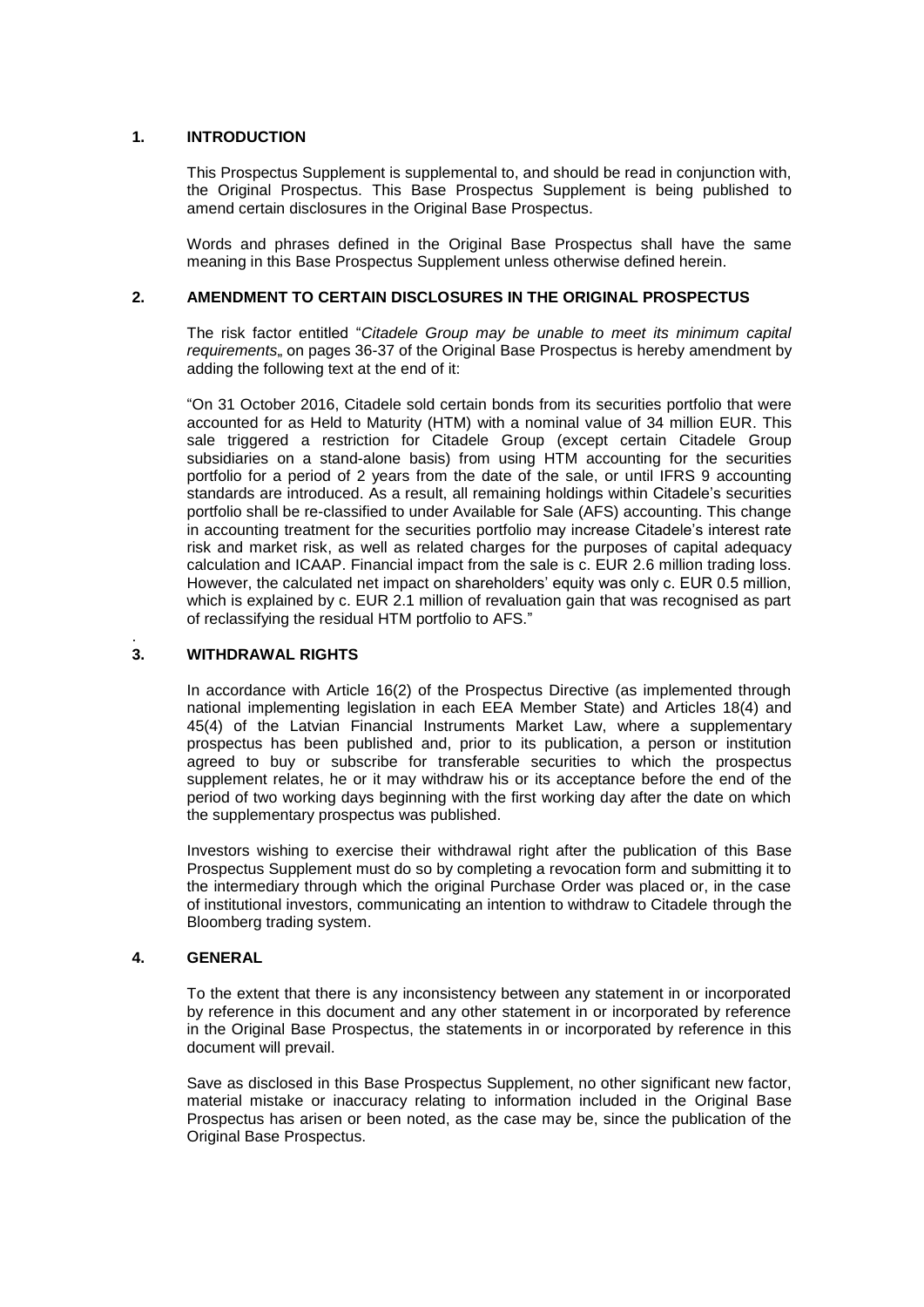## 1. INTRODUCTION

This Prospectus Supplement is supplemental to, and should be read in conjunction with, the Original Prospectus. This Base Prospectus Supplement is being published to amend certain disclosures in the Original Base Prospectus.

Words and phrases defined in the Original Base Prospectus shall have the same meaning in this Base Prospectus Supplement unless otherwise defined herein.

## 2. AMENDMENT TO CERTAIN DISCLOSURES IN THE ORIGINAL PROSPECTUS

The risk factor entitled "*Citadele Group may be unable to meet its minimum capital requirements*„ on pages 36-37 of the Original Base Prospectus is hereby amendment by adding the following text at the end of it:

"On 31 October 2016, Citadele sold certain bonds from its securities portfolio that were accounted for as Held to Maturity (HTM) with a nominal value of 34 million EUR. This sale triggered a restriction for Citadele Group (except certain Citadele Group subsidiaries on a stand-alone basis) from using HTM accounting for the securities portfolio for a period of 2 years from the date of the sale, or until IFRS 9 accounting standards are introduced. As a result, all remaining holdings within Citadele's securities portfolio shall be re-classified to under Available for Sale (AFS) accounting. This change in accounting treatment for the securities portfolio may increase Citadele's interest rate risk and market risk, as well as related charges for the purposes of capital adequacy calculation and ICAAP. Financial impact from the sale is c. EUR 2.6 million trading loss. However, the calculated net impact on shareholders' equity was only c. EUR 0.5 million, which is explained by c. EUR 2.1 million of revaluation gain that was recognised as part of reclassifying the residual HTM portfolio to AFS."

## 3. WITHDRAWAL RIGHTS

In accordance with Article 16(2) of the Prospectus Directive (as implemented through national implementing legislation in each EEA Member State) and Articles 18(4) and 45(4) of the Latvian Financial Instruments Market Law, where a supplementary prospectus has been published and, prior to its publication, a person or institution agreed to buy or subscribe for transferable securities to which the prospectus supplement relates, he or it may withdraw his or its acceptance before the end of the period of two working days beginning with the first working day after the date on which the supplementary prospectus was published.

Investors wishing to exercise their withdrawal right after the publication of this Base Prospectus Supplement must do so by completing a revocation form and submitting it to the intermediary through which the original Purchase Order was placed or, in the case of institutional investors, communicating an intention to withdraw to Citadele through the Bloomberg trading system.

## 4. GENERAL

To the extent that there is any inconsistency between any statement in or incorporated by reference in this document and any other statement in or incorporated by reference in the Original Base Prospectus, the statements in or incorporated by reference in this document will prevail.

Save as disclosed in this Base Prospectus Supplement, no other significant new factor, material mistake or inaccuracy relating to information included in the Original Base Prospectus has arisen or been noted, as the case may be, since the publication of the Original Base Prospectus.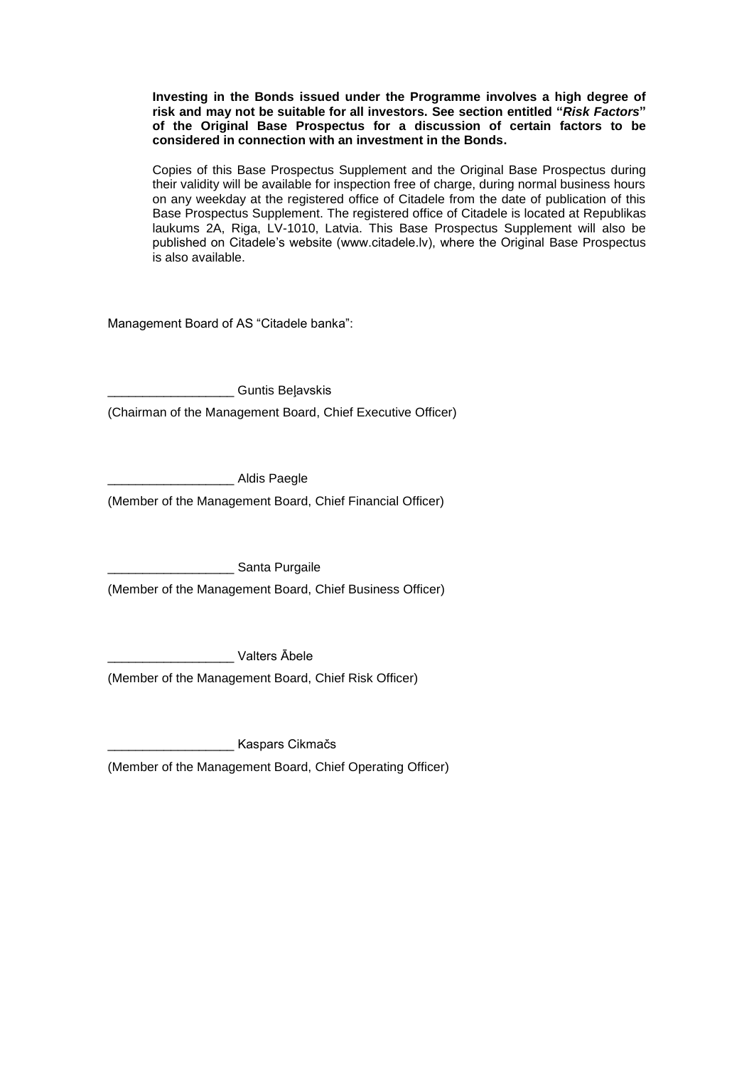**Investing in the Bonds issued under the Programme involves a high degree of risk and may not be suitable for all investors. See section entitled "*Risk Factors*" of the Original Base Prospectus for a discussion of certain factors to be considered in connection with an investment in the Bonds.**

Copies of this Base Prospectus Supplement and the Original Base Prospectus during their validity will be available for inspection free of charge, during normal business hours on any weekday at the registered office of Citadele from the date of publication of this Base Prospectus Supplement. The registered office of Citadele is located at Republikas laukums 2A, Riga, LV-1010, Latvia. This Base Prospectus Supplement will also be published on Citadele's website (www.citadele.lv), where the Original Base Prospectus is also available.

Management Board of AS "Citadele banka":

__________________ Guntis Beļavskis

(Chairman of the Management Board, Chief Executive Officer)

__________________ Aldis Paegle

(Member of the Management Board, Chief Financial Officer)

__________________ Santa Purgaile

(Member of the Management Board, Chief Business Officer)

__________________ Valters Ābele

(Member of the Management Board, Chief Risk Officer)

__________________ Kaspars Cikmačs

(Member of the Management Board, Chief Operating Officer)